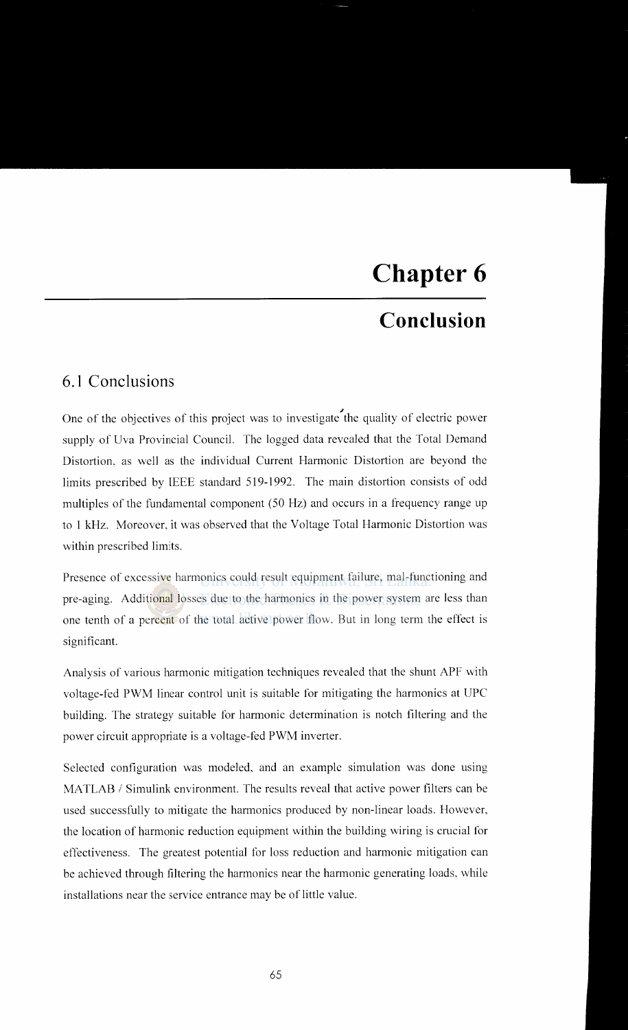# Chapter 6

## Conclusion

### 6.1 Conclusions

One of the objectives of this project was to investigate the quality of electric power supply of Uva Provincial Council. The logged data revealed that the Total Demand Distortion, as well as the individual Current Harmonic Distortion are beyond the limits prescribed by IEEE standard 519-1992. The main distortion consists of odd multiples of the fundamental component (50 Hz) and occurs in a frequency range up to 1 kHz. Moreover, it was observed that the Voltage Total Harmonic Distortion was within prescribed limits.

Presence of excessive harmonics could result equipment failure, mal-functioning and pre-aging. Additional losses due to the harmonics in the power system are less than one tenth of a percent of the total active power flow. But in long term the effect is significant.

Analysis of various harmonic mitigation techniques revealed that the shunt APF with voltage-fed PWM linear control unit is suitable for mitigating the harmonics at UPC building. The strategy suitable for harmonic determination is notch filtering and the power circuit appropriate is a voltage-fed PWM inverter.

Selected configuration was modeled, and an example simulation was done using MATLAB / Simulink environment. The results reveal that active power filters can be used successfully to mitigate the harmonics produced by non-linear loads. However, the location of harmonic reduction equipment within the building wiring is crucial for effectiveness. The greatest potential for loss reduction and harmonic mitigation can be achieved through filtering the harmonics near the harmonic generating loads, while installations near the service entrance may be of little value.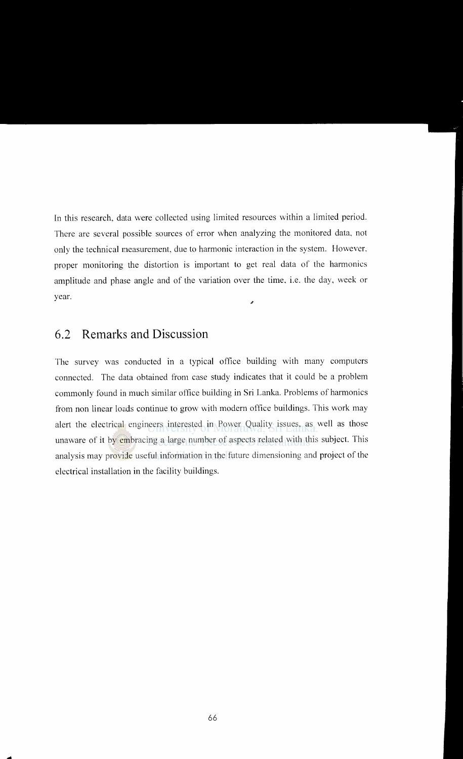In this research, data were collected using limited resources within a limited period. There are several possible sources of error when analyzing the monitored data, not only the technical measurement, due to harmonic interaction in the system. However, proper monitoring the distortion is important to get real data of the harmonics amplitude and phase angle and of the variation over the time, i.e. the day, week or year.

## 6.2 Remarks and Discussion

The survey was conducted in a typical office building with many computers connected. The data obtained from case study indicates that it could be a problem commonly found in much similar office building in Sri Lanka. Problems of harmonics from non linear loads continue to grow with modern office buildings. This work may alert the electrical engineers interested in Power Quality issues, as well as those unaware of it by embracing a large number of aspects related with this subject. This analysis may provide useful information in the future dimensioning and project of the electrical installation in the facility buildings.